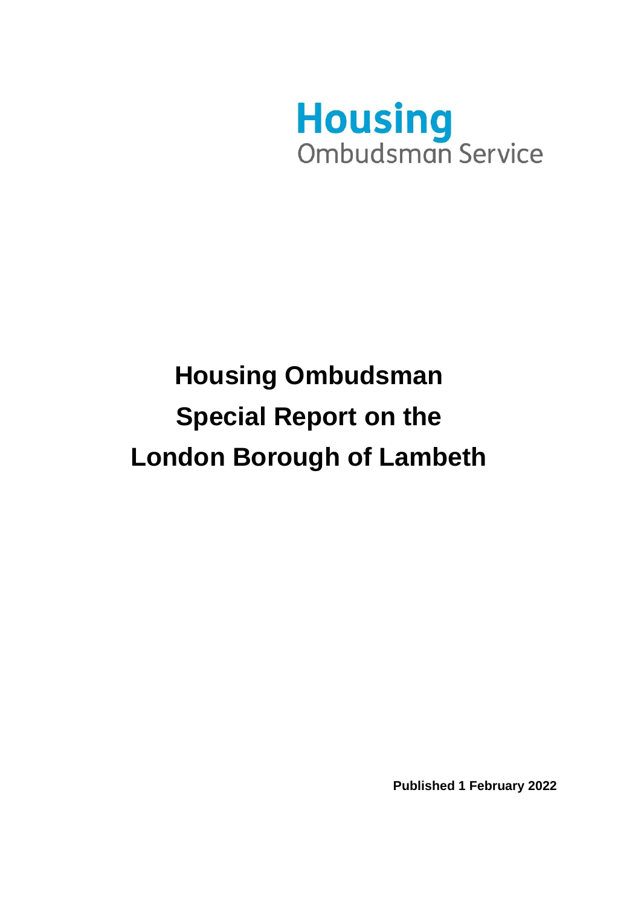**Housing**
Ombudsman Service

# Housing Ombudsman Special Report on the London Borough of Lambeth

**Published 1 February 2022**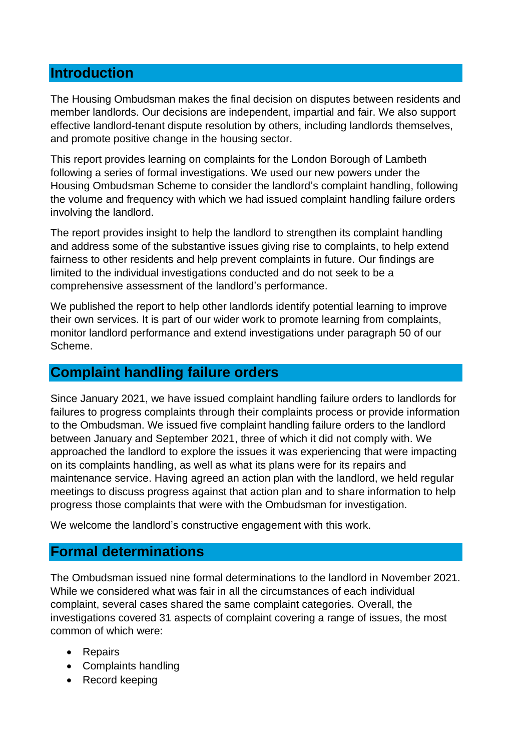## Introduction

The Housing Ombudsman makes the final decision on disputes between residents and member landlords. Our decisions are independent, impartial and fair. We also support effective landlord-tenant dispute resolution by others, including landlords themselves, and promote positive change in the housing sector.

This report provides learning on complaints for the London Borough of Lambeth following a series of formal investigations. We used our new powers under the Housing Ombudsman Scheme to consider the landlord's complaint handling, following the volume and frequency with which we had issued complaint handling failure orders involving the landlord.

The report provides insight to help the landlord to strengthen its complaint handling and address some of the substantive issues giving rise to complaints, to help extend fairness to other residents and help prevent complaints in future. Our findings are limited to the individual investigations conducted and do not seek to be a comprehensive assessment of the landlord's performance.

We published the report to help other landlords identify potential learning to improve their own services. It is part of our wider work to promote learning from complaints, monitor landlord performance and extend investigations under paragraph 50 of our Scheme.

## Complaint handling failure orders

Since January 2021, we have issued complaint handling failure orders to landlords for failures to progress complaints through their complaints process or provide information to the Ombudsman. We issued five complaint handling failure orders to the landlord between January and September 2021, three of which it did not comply with. We approached the landlord to explore the issues it was experiencing that were impacting on its complaints handling, as well as what its plans were for its repairs and maintenance service. Having agreed an action plan with the landlord, we held regular meetings to discuss progress against that action plan and to share information to help progress those complaints that were with the Ombudsman for investigation.

We welcome the landlord's constructive engagement with this work.

## Formal determinations

The Ombudsman issued nine formal determinations to the landlord in November 2021. While we considered what was fair in all the circumstances of each individual complaint, several cases shared the same complaint categories. Overall, the investigations covered 31 aspects of complaint covering a range of issues, the most common of which were:

- Repairs
- Complaints handling
- Record keeping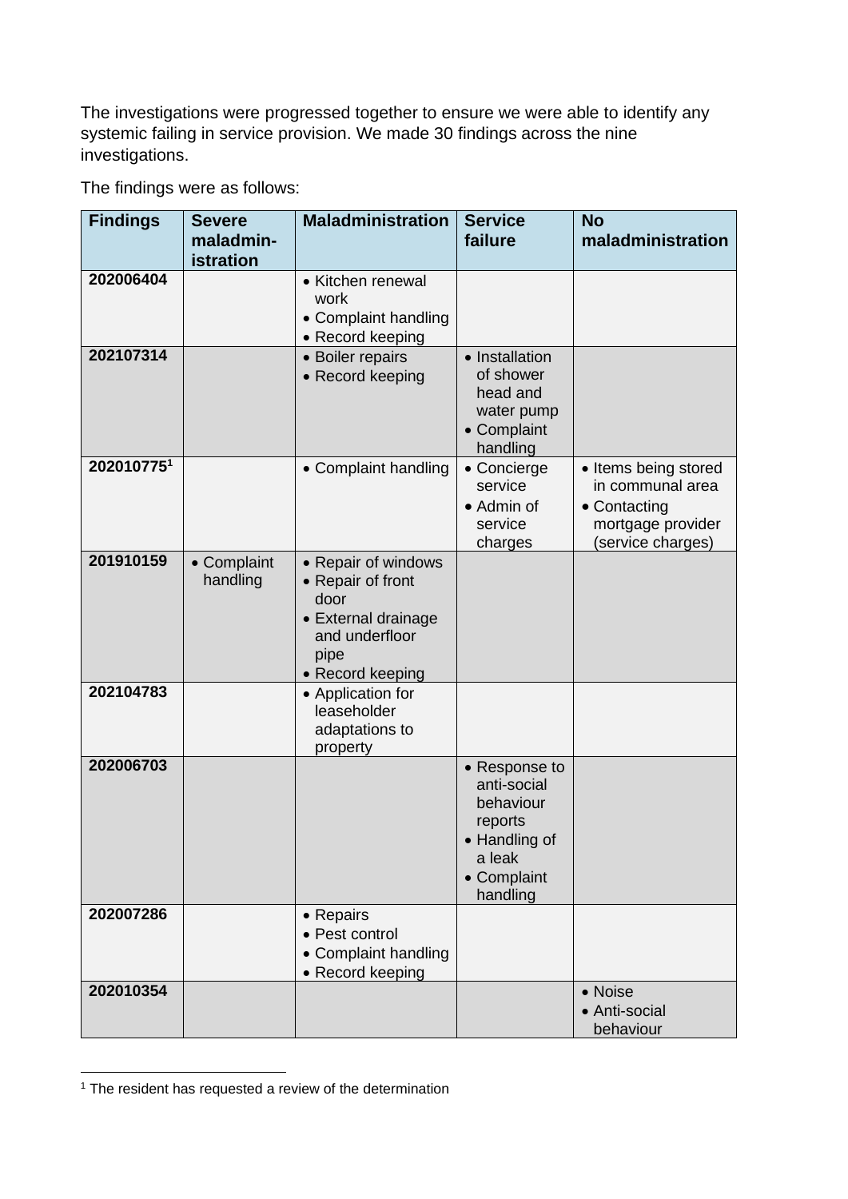The investigations were progressed together to ensure we were able to identify any systemic failing in service provision. We made 30 findings across the nine investigations.

The findings were as follows:

| Findings | Severe maladministration | Maladministration | Service failure | No maladministration |
|---|---|---|---|---|
| 202006404 | | • Kitchen renewal work<br>• Complaint handling<br>• Record keeping | | |
| 202107314 | | • Boiler repairs<br>• Record keeping | • Installation of shower head and water pump<br>• Complaint handling | |
| 202010775[1] | | • Complaint handling | • Concierge service<br>• Admin of service charges | • Items being stored in communal area<br>• Contacting mortgage provider (service charges) |
| 201910159 | • Complaint handling | • Repair of windows<br>• Repair of front door<br>• External drainage and underfloor pipe<br>• Record keeping | | |
| 202104783 | | • Application for leaseholder adaptations to property | | |
| 202006703 | | | • Response to anti-social behaviour reports<br>• Handling of a leak<br>• Complaint handling | |
| 202007286 | | • Repairs<br>• Pest control<br>• Complaint handling<br>• Record keeping | | |
| 202010354 | | | | • Noise<br>• Anti-social behaviour |

[1] The resident has requested a review of the determination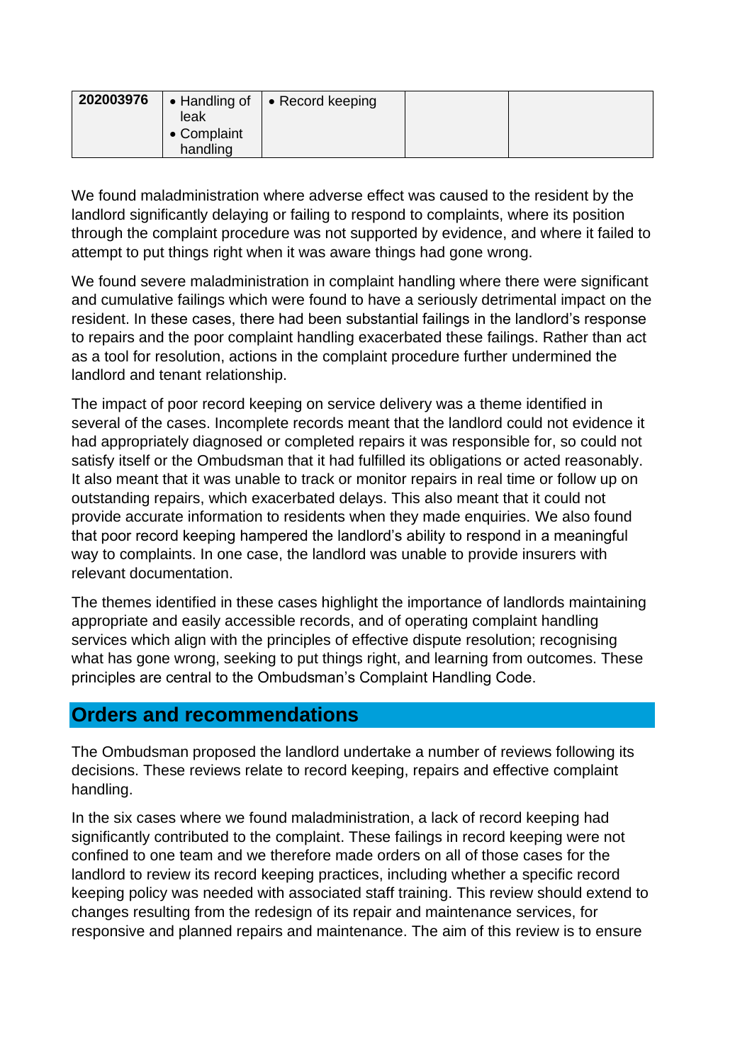| 202003976 | • Handling of leak<br>• Complaint handling | • Record keeping | | |
|---|---|---|---|---|

We found maladministration where adverse effect was caused to the resident by the landlord significantly delaying or failing to respond to complaints, where its position through the complaint procedure was not supported by evidence, and where it failed to attempt to put things right when it was aware things had gone wrong.

We found severe maladministration in complaint handling where there were significant and cumulative failings which were found to have a seriously detrimental impact on the resident. In these cases, there had been substantial failings in the landlord's response to repairs and the poor complaint handling exacerbated these failings. Rather than act as a tool for resolution, actions in the complaint procedure further undermined the landlord and tenant relationship.

The impact of poor record keeping on service delivery was a theme identified in several of the cases. Incomplete records meant that the landlord could not evidence it had appropriately diagnosed or completed repairs it was responsible for, so could not satisfy itself or the Ombudsman that it had fulfilled its obligations or acted reasonably. It also meant that it was unable to track or monitor repairs in real time or follow up on outstanding repairs, which exacerbated delays. This also meant that it could not provide accurate information to residents when they made enquiries. We also found that poor record keeping hampered the landlord's ability to respond in a meaningful way to complaints. In one case, the landlord was unable to provide insurers with relevant documentation.

The themes identified in these cases highlight the importance of landlords maintaining appropriate and easily accessible records, and of operating complaint handling services which align with the principles of effective dispute resolution; recognising what has gone wrong, seeking to put things right, and learning from outcomes. These principles are central to the Ombudsman's Complaint Handling Code.

## Orders and recommendations

The Ombudsman proposed the landlord undertake a number of reviews following its decisions. These reviews relate to record keeping, repairs and effective complaint handling.

In the six cases where we found maladministration, a lack of record keeping had significantly contributed to the complaint. These failings in record keeping were not confined to one team and we therefore made orders on all of those cases for the landlord to review its record keeping practices, including whether a specific record keeping policy was needed with associated staff training. This review should extend to changes resulting from the redesign of its repair and maintenance services, for responsive and planned repairs and maintenance. The aim of this review is to ensure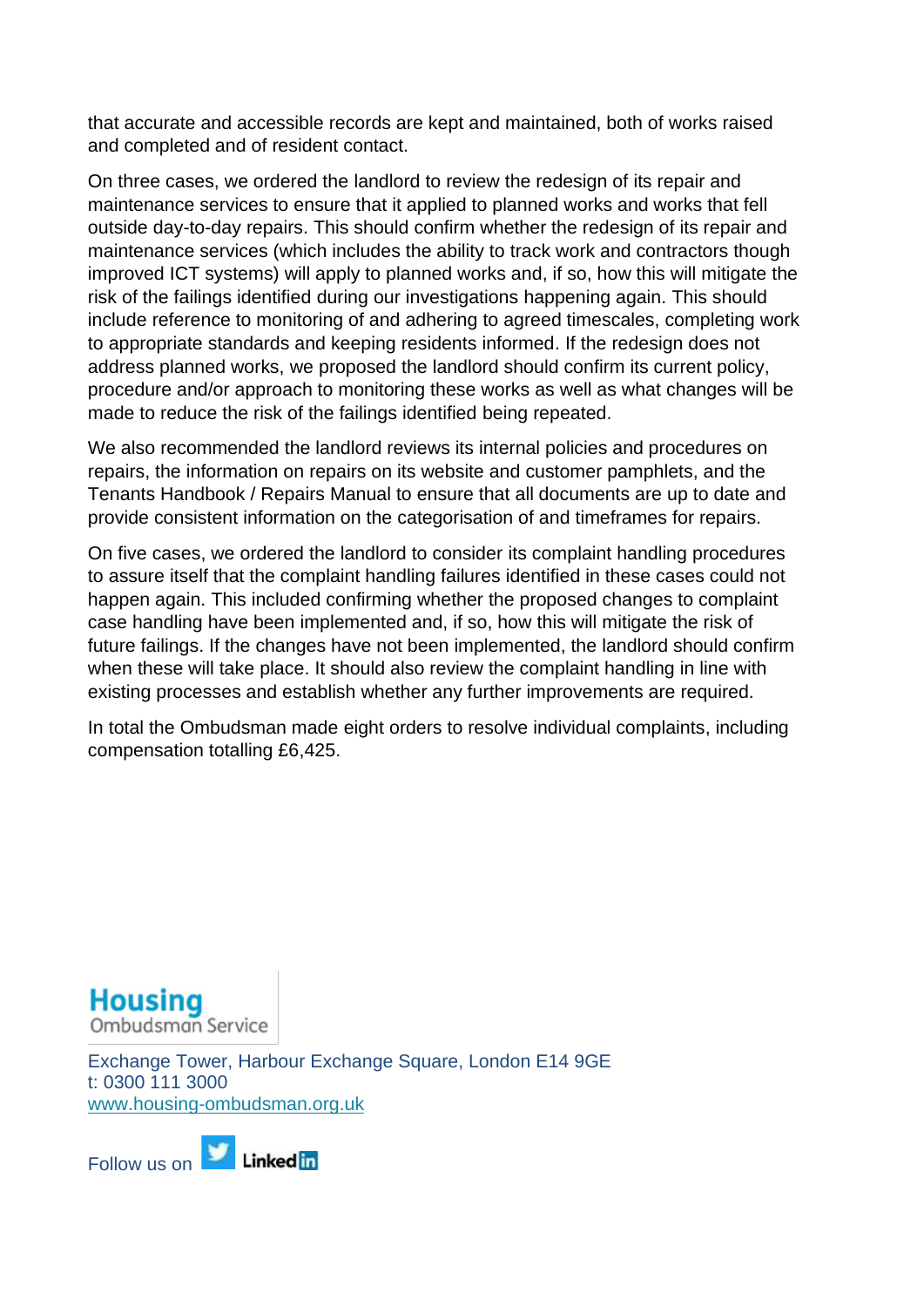that accurate and accessible records are kept and maintained, both of works raised and completed and of resident contact.

On three cases, we ordered the landlord to review the redesign of its repair and maintenance services to ensure that it applied to planned works and works that fell outside day-to-day repairs. This should confirm whether the redesign of its repair and maintenance services (which includes the ability to track work and contractors though improved ICT systems) will apply to planned works and, if so, how this will mitigate the risk of the failings identified during our investigations happening again. This should include reference to monitoring of and adhering to agreed timescales, completing work to appropriate standards and keeping residents informed. If the redesign does not address planned works, we proposed the landlord should confirm its current policy, procedure and/or approach to monitoring these works as well as what changes will be made to reduce the risk of the failings identified being repeated.

We also recommended the landlord reviews its internal policies and procedures on repairs, the information on repairs on its website and customer pamphlets, and the Tenants Handbook / Repairs Manual to ensure that all documents are up to date and provide consistent information on the categorisation of and timeframes for repairs.

On five cases, we ordered the landlord to consider its complaint handling procedures to assure itself that the complaint handling failures identified in these cases could not happen again. This included confirming whether the proposed changes to complaint case handling have been implemented and, if so, how this will mitigate the risk of future failings. If the changes have not been implemented, the landlord should confirm when these will take place. It should also review the complaint handling in line with existing processes and establish whether any further improvements are required.

In total the Ombudsman made eight orders to resolve individual complaints, including compensation totalling £6,425.

Housing Ombudsman Service

Exchange Tower, Harbour Exchange Square, London E14 9GE
t: 0300 111 3000
www.housing-ombudsman.org.uk

Follow us on LinkedIn